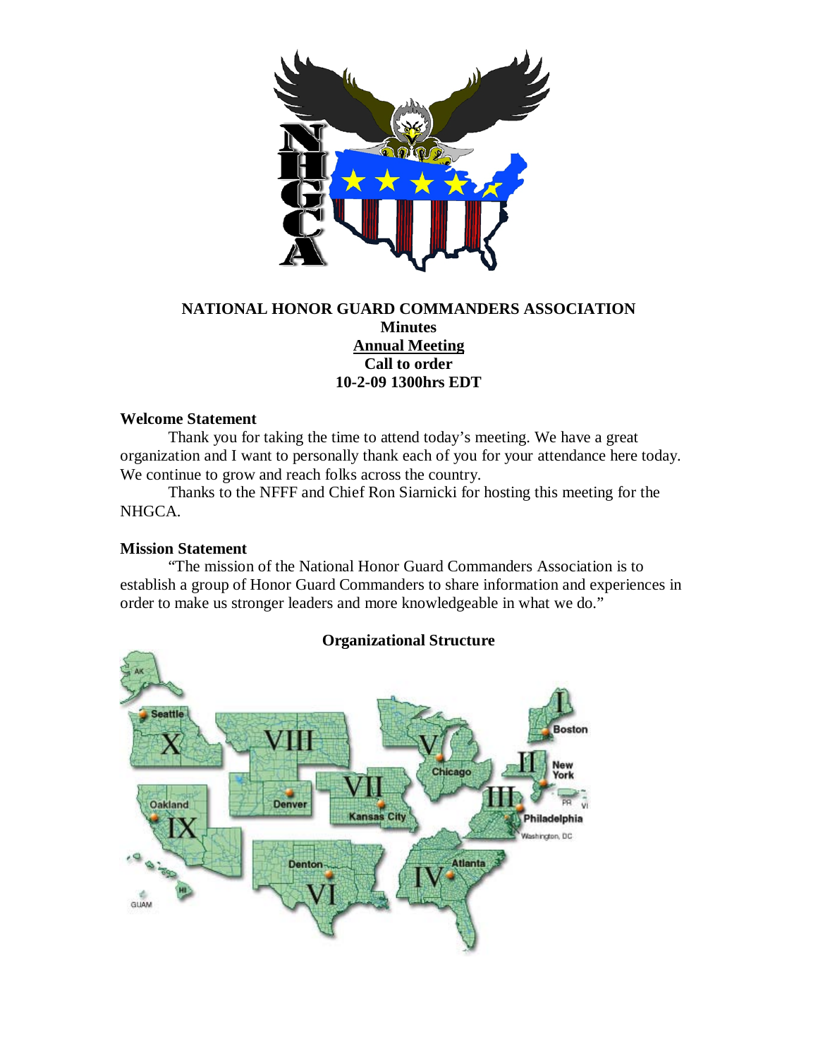**NATIONAL HONOR GUARD COMMANDERS ASSOCIATION**

**Minutes**

**Annual Meeting**

**Call to order**

**10-2-09 1300hrs EDT**

**Welcome Statement**

Thank you for taking the time to attend today's meeting. We have a great organization and I want to personally thank each of you for your attendance here today. We continue to grow and reach folks across the country.

Thanks to the NFFF and Chief Ron Siarnicki for hosting this meeting for the NHGCA.

**Mission Statement**

"The mission of the National Honor Guard Commanders Association is to establish a group of Honor Guard Commanders to share information and experiences in order to make us stronger leaders and more knowledgeable in what we do."

**Organizational Structure**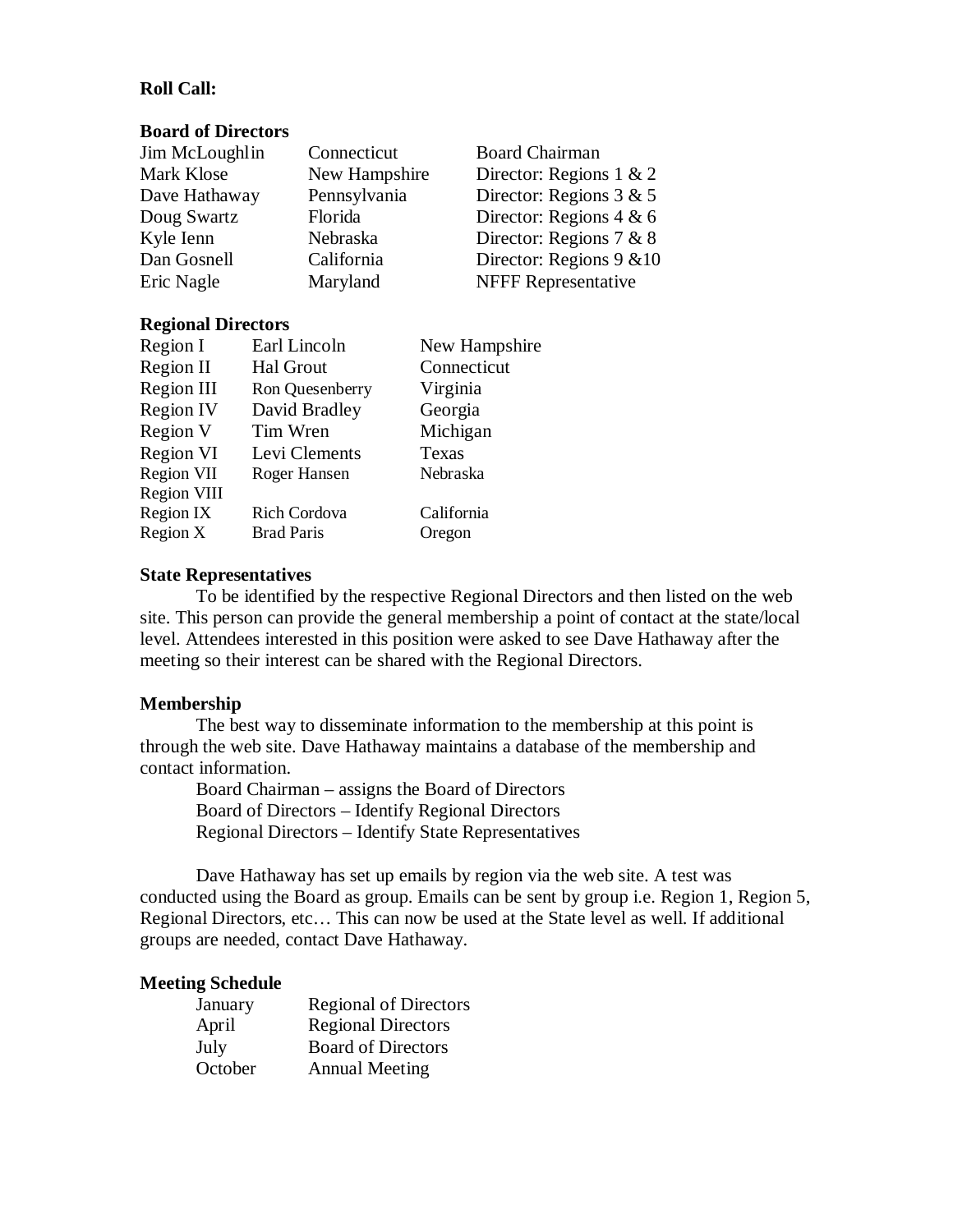**Roll Call:**

**Board of Directors**

| | | |
|---|---|---|
| Jim McLoughlin | Connecticut | Board Chairman |
| Mark Klose | New Hampshire | Director: Regions 1 & 2 |
| Dave Hathaway | Pennsylvania | Director: Regions 3 & 5 |
| Doug Swartz | Florida | Director: Regions 4 & 6 |
| Kyle Ienn | Nebraska | Director: Regions 7 & 8 |
| Dan Gosnell | California | Director: Regions 9 &10 |
| Eric Nagle | Maryland | NFFF Representative |

**Regional Directors**

| | | |
|---|---|---|
| Region I | Earl Lincoln | New Hampshire |
| Region II | Hal Grout | Connecticut |
| Region III | Ron Quesenberry | Virginia |
| Region IV | David Bradley | Georgia |
| Region V | Tim Wren | Michigan |
| Region VI | Levi Clements | Texas |
| Region VII | Roger Hansen | Nebraska |
| Region VIII | | |
| Region IX | Rich Cordova | California |
| Region X | Brad Paris | Oregon |

**State Representatives**

To be identified by the respective Regional Directors and then listed on the web site. This person can provide the general membership a point of contact at the state/local level. Attendees interested in this position were asked to see Dave Hathaway after the meeting so their interest can be shared with the Regional Directors.

**Membership**

The best way to disseminate information to the membership at this point is through the web site. Dave Hathaway maintains a database of the membership and contact information.

Board Chairman – assigns the Board of Directors
Board of Directors – Identify Regional Directors
Regional Directors – Identify State Representatives

Dave Hathaway has set up emails by region via the web site. A test was conducted using the Board as group. Emails can be sent by group i.e. Region 1, Region 5, Regional Directors, etc… This can now be used at the State level as well. If additional groups are needed, contact Dave Hathaway.

**Meeting Schedule**

| | |
|---|---|
| January | Regional of Directors |
| April | Regional Directors |
| July | Board of Directors |
| October | Annual Meeting |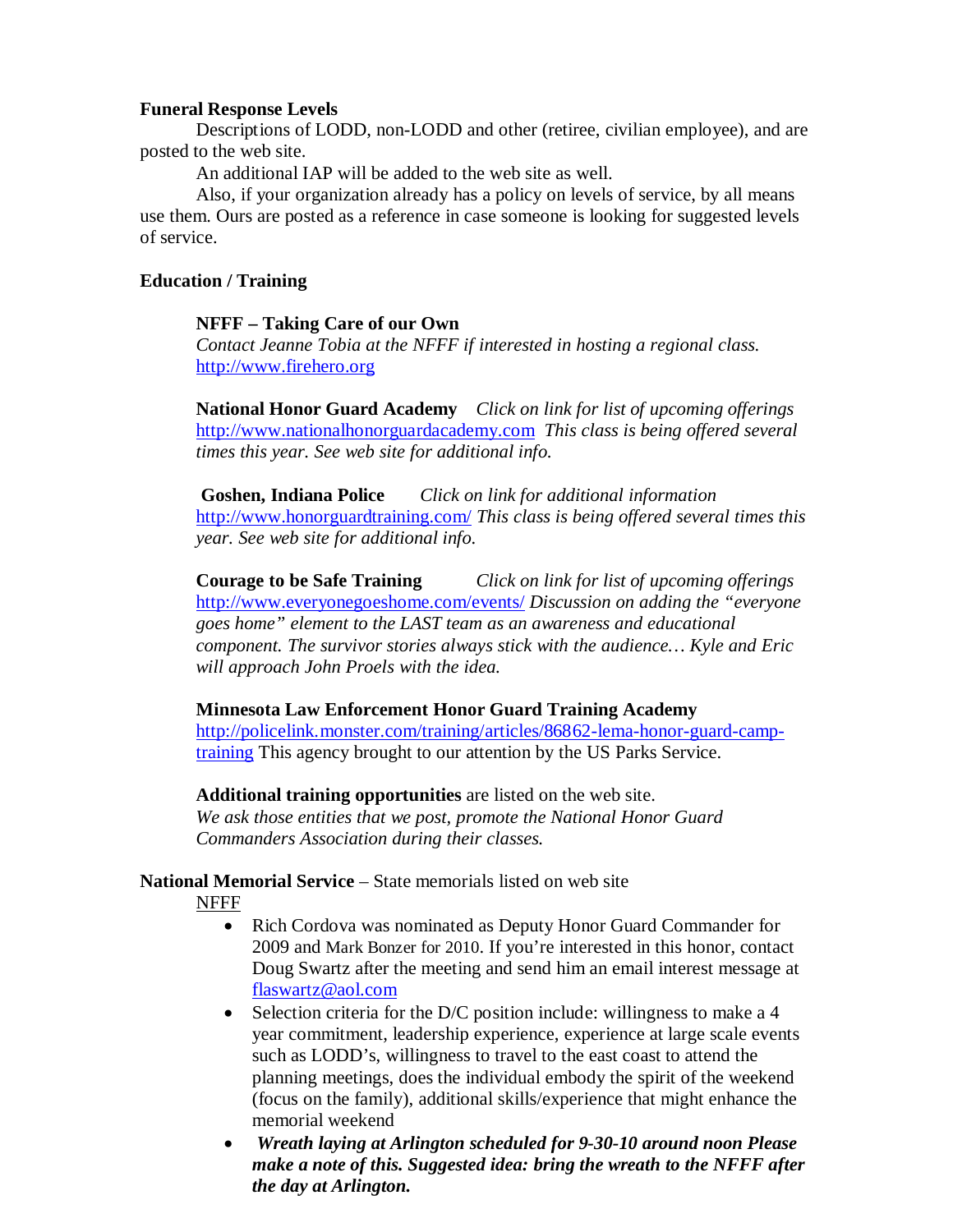**Funeral Response Levels**

Descriptions of LODD, non-LODD and other (retiree, civilian employee), and are posted to the web site.

An additional IAP will be added to the web site as well.

Also, if your organization already has a policy on levels of service, by all means use them. Ours are posted as a reference in case someone is looking for suggested levels of service.

**Education / Training**

**NFFF – Taking Care of our Own**
*Contact Jeanne Tobia at the NFFF if interested in hosting a regional class.*
http://www.firehero.org

**National Honor Guard Academy** *Click on link for list of upcoming offerings*
http://www.nationalhonorguardacademy.com *This class is being offered several times this year. See web site for additional info.*

**Goshen, Indiana Police** *Click on link for additional information*
http://www.honorguardtraining.com/ *This class is being offered several times this year. See web site for additional info.*

**Courage to be Safe Training** *Click on link for list of upcoming offerings*
http://www.everyonegoeshome.com/events/ *Discussion on adding the "everyone goes home" element to the LAST team as an awareness and educational component. The survivor stories always stick with the audience… Kyle and Eric will approach John Proels with the idea.*

**Minnesota Law Enforcement Honor Guard Training Academy**
http://policelink.monster.com/training/articles/86862-lema-honor-guard-camp-training This agency brought to our attention by the US Parks Service.

**Additional training opportunities** are listed on the web site.
*We ask those entities that we post, promote the National Honor Guard Commanders Association during their classes.*

**National Memorial Service** – State memorials listed on web site

NFFF

- Rich Cordova was nominated as Deputy Honor Guard Commander for 2009 and Mark Bonzer for 2010. If you're interested in this honor, contact Doug Swartz after the meeting and send him an email interest message at flaswartz@aol.com
- Selection criteria for the D/C position include: willingness to make a 4 year commitment, leadership experience, experience at large scale events such as LODD's, willingness to travel to the east coast to attend the planning meetings, does the individual embody the spirit of the weekend (focus on the family), additional skills/experience that might enhance the memorial weekend
- ***Wreath laying at Arlington scheduled for 9-30-10 around noon Please make a note of this. Suggested idea: bring the wreath to the NFFF after the day at Arlington.***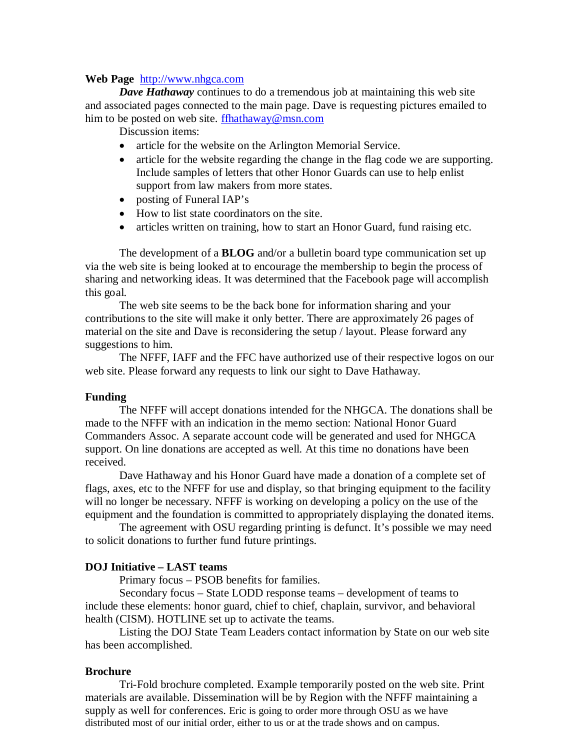**Web Page** [http://www.nhgca.com](http://www.nhgca.com)

***Dave Hathaway*** continues to do a tremendous job at maintaining this web site and associated pages connected to the main page. Dave is requesting pictures emailed to him to be posted on web site. [ffhathaway@msn.com](mailto:ffhathaway@msn.com)

Discussion items:

- article for the website on the Arlington Memorial Service.
- article for the website regarding the change in the flag code we are supporting. Include samples of letters that other Honor Guards can use to help enlist support from law makers from more states.
- posting of Funeral IAP's
- How to list state coordinators on the site.
- articles written on training, how to start an Honor Guard, fund raising etc.

The development of a **BLOG** and/or a bulletin board type communication set up via the web site is being looked at to encourage the membership to begin the process of sharing and networking ideas. It was determined that the Facebook page will accomplish this goal.

The web site seems to be the back bone for information sharing and your contributions to the site will make it only better. There are approximately 26 pages of material on the site and Dave is reconsidering the setup / layout. Please forward any suggestions to him.

The NFFF, IAFF and the FFC have authorized use of their respective logos on our web site. Please forward any requests to link our sight to Dave Hathaway.

**Funding**

The NFFF will accept donations intended for the NHGCA. The donations shall be made to the NFFF with an indication in the memo section: National Honor Guard Commanders Assoc. A separate account code will be generated and used for NHGCA support. On line donations are accepted as well. At this time no donations have been received.

Dave Hathaway and his Honor Guard have made a donation of a complete set of flags, axes, etc to the NFFF for use and display, so that bringing equipment to the facility will no longer be necessary. NFFF is working on developing a policy on the use of the equipment and the foundation is committed to appropriately displaying the donated items.

The agreement with OSU regarding printing is defunct. It's possible we may need to solicit donations to further fund future printings.

**DOJ Initiative – LAST teams**

Primary focus – PSOB benefits for families.

Secondary focus – State LODD response teams – development of teams to include these elements: honor guard, chief to chief, chaplain, survivor, and behavioral health (CISM). HOTLINE set up to activate the teams.

Listing the DOJ State Team Leaders contact information by State on our web site has been accomplished.

**Brochure**

Tri-Fold brochure completed. Example temporarily posted on the web site. Print materials are available. Dissemination will be by Region with the NFFF maintaining a supply as well for conferences. Eric is going to order more through OSU as we have distributed most of our initial order, either to us or at the trade shows and on campus.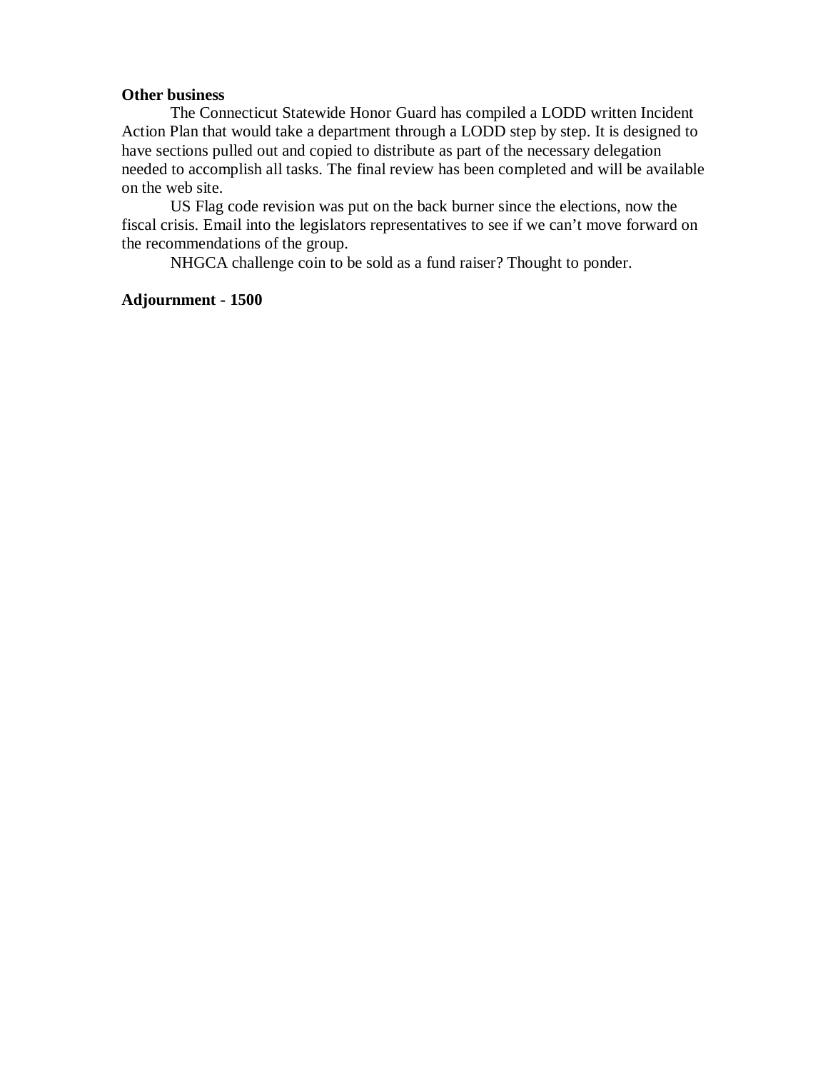**Other business**

The Connecticut Statewide Honor Guard has compiled a LODD written Incident Action Plan that would take a department through a LODD step by step. It is designed to have sections pulled out and copied to distribute as part of the necessary delegation needed to accomplish all tasks. The final review has been completed and will be available on the web site.

US Flag code revision was put on the back burner since the elections, now the fiscal crisis. Email into the legislators representatives to see if we can't move forward on the recommendations of the group.

NHGCA challenge coin to be sold as a fund raiser? Thought to ponder.

**Adjournment - 1500**